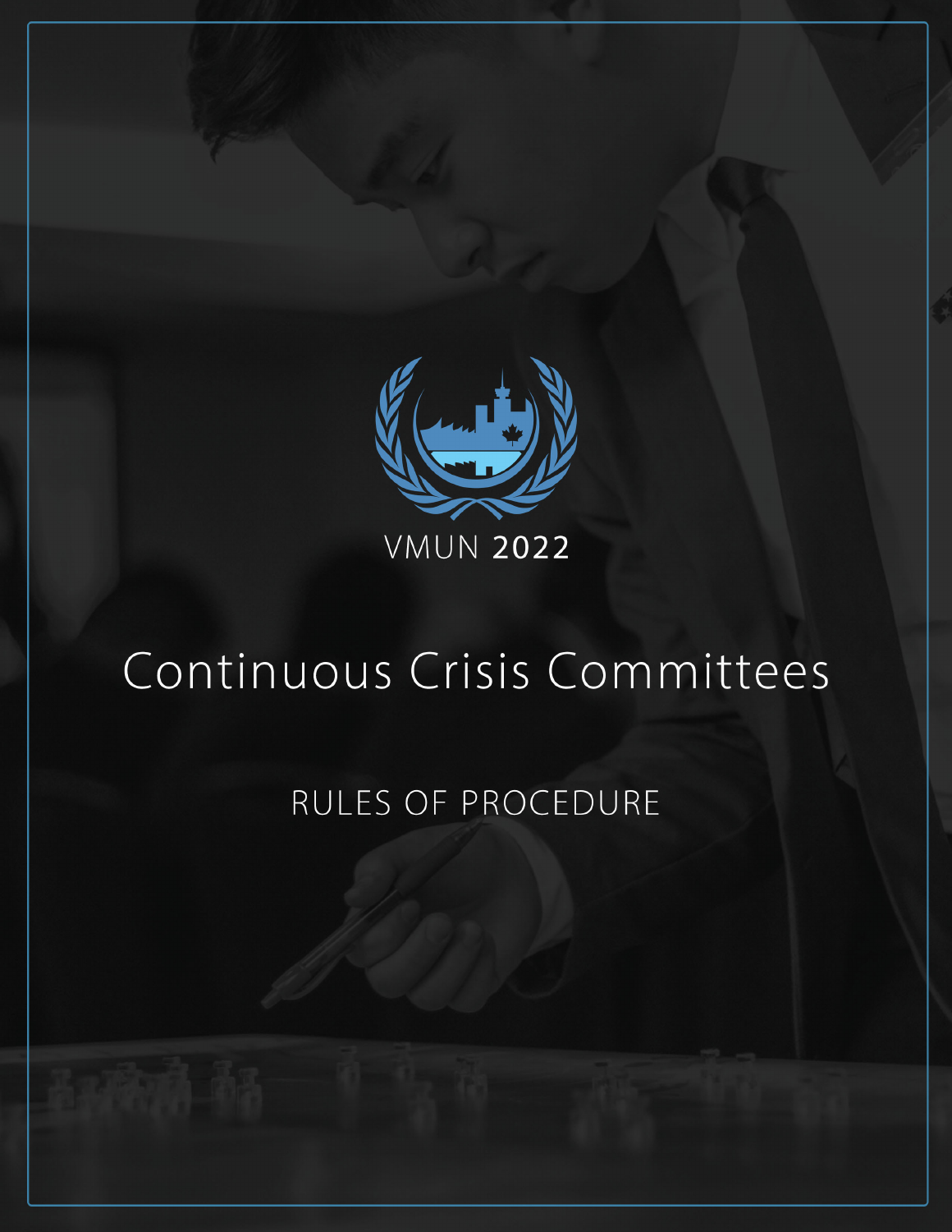VMUN 2022

# Continuous Crisis Committees

## RULES OF PROCEDURE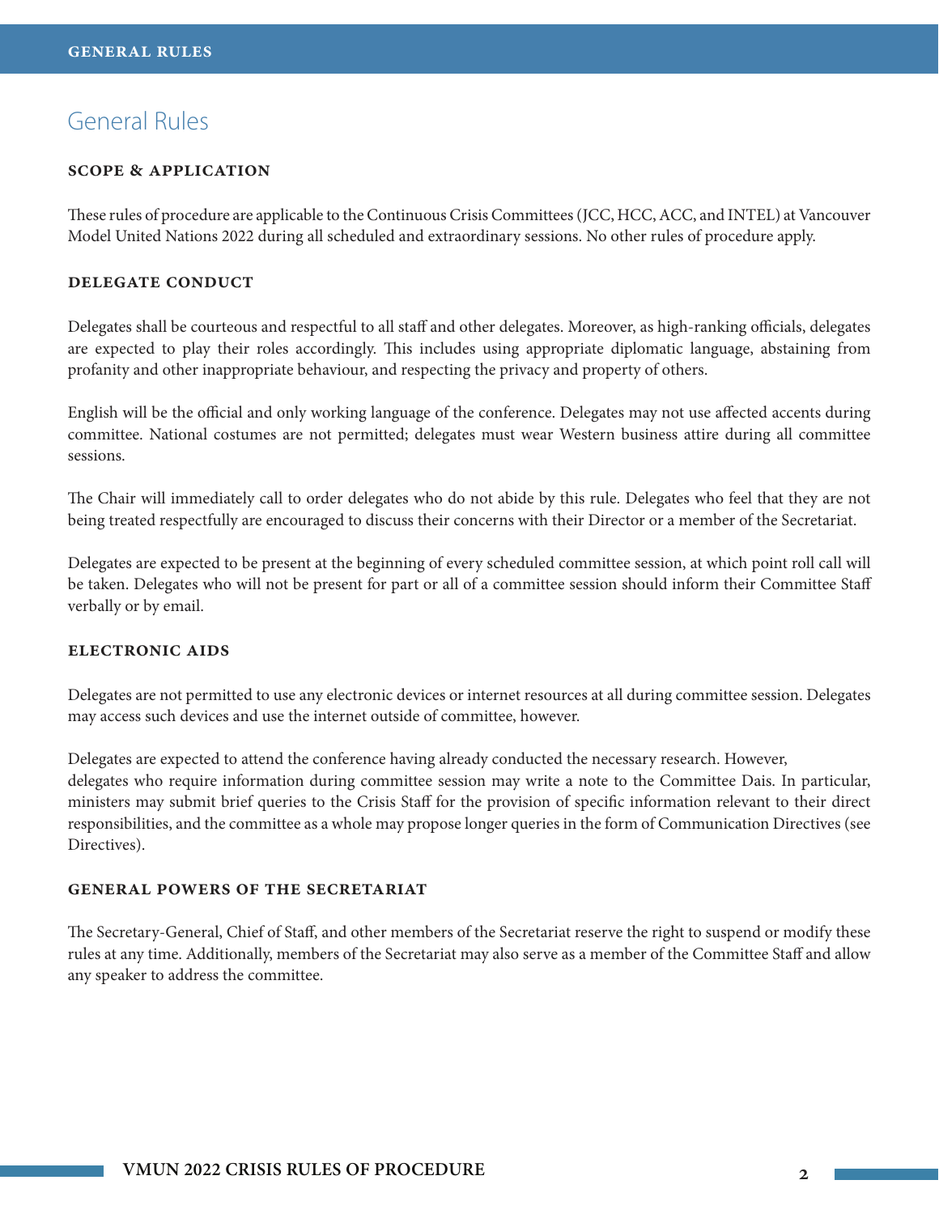# General Rules

### SCOPE & APPLICATION

These rules of procedure are applicable to the Continuous Crisis Committees (JCC, HCC, ACC, and INTEL) at Vancouver Model United Nations 2022 during all scheduled and extraordinary sessions. No other rules of procedure apply.

### DELEGATE CONDUCT

Delegates shall be courteous and respectful to all staff and other delegates. Moreover, as high-ranking officials, delegates are expected to play their roles accordingly. This includes using appropriate diplomatic language, abstaining from profanity and other inappropriate behaviour, and respecting the privacy and property of others.

English will be the official and only working language of the conference. Delegates may not use affected accents during committee. National costumes are not permitted; delegates must wear Western business attire during all committee sessions.

The Chair will immediately call to order delegates who do not abide by this rule. Delegates who feel that they are not being treated respectfully are encouraged to discuss their concerns with their Director or a member of the Secretariat.

Delegates are expected to be present at the beginning of every scheduled committee session, at which point roll call will be taken. Delegates who will not be present for part or all of a committee session should inform their Committee Staff verbally or by email.

### ELECTRONIC AIDS

Delegates are not permitted to use any electronic devices or internet resources at all during committee session. Delegates may access such devices and use the internet outside of committee, however.

Delegates are expected to attend the conference having already conducted the necessary research. However, delegates who require information during committee session may write a note to the Committee Dais. In particular, ministers may submit brief queries to the Crisis Staff for the provision of specific information relevant to their direct responsibilities, and the committee as a whole may propose longer queries in the form of Communication Directives (see Directives).

### GENERAL POWERS OF THE SECRETARIAT

The Secretary-General, Chief of Staff, and other members of the Secretariat reserve the right to suspend or modify these rules at any time. Additionally, members of the Secretariat may also serve as a member of the Committee Staff and allow any speaker to address the committee.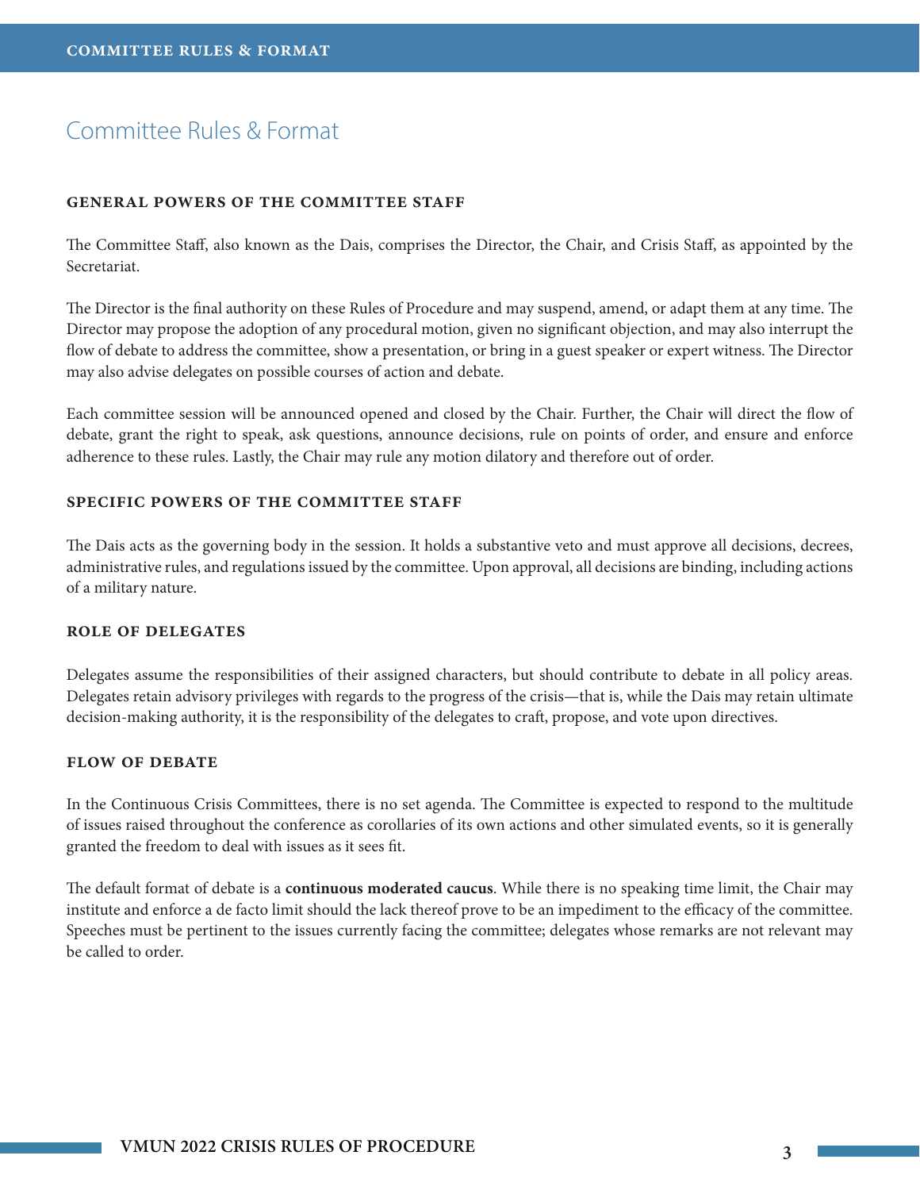# Committee Rules & Format

### GENERAL POWERS OF THE COMMITTEE STAFF

The Committee Staff, also known as the Dais, comprises the Director, the Chair, and Crisis Staff, as appointed by the Secretariat.

The Director is the final authority on these Rules of Procedure and may suspend, amend, or adapt them at any time. The Director may propose the adoption of any procedural motion, given no significant objection, and may also interrupt the flow of debate to address the committee, show a presentation, or bring in a guest speaker or expert witness. The Director may also advise delegates on possible courses of action and debate.

Each committee session will be announced opened and closed by the Chair. Further, the Chair will direct the flow of debate, grant the right to speak, ask questions, announce decisions, rule on points of order, and ensure and enforce adherence to these rules. Lastly, the Chair may rule any motion dilatory and therefore out of order.

### SPECIFIC POWERS OF THE COMMITTEE STAFF

The Dais acts as the governing body in the session. It holds a substantive veto and must approve all decisions, decrees, administrative rules, and regulations issued by the committee. Upon approval, all decisions are binding, including actions of a military nature.

### ROLE OF DELEGATES

Delegates assume the responsibilities of their assigned characters, but should contribute to debate in all policy areas. Delegates retain advisory privileges with regards to the progress of the crisis—that is, while the Dais may retain ultimate decision-making authority, it is the responsibility of the delegates to craft, propose, and vote upon directives.

### FLOW OF DEBATE

In the Continuous Crisis Committees, there is no set agenda. The Committee is expected to respond to the multitude of issues raised throughout the conference as corollaries of its own actions and other simulated events, so it is generally granted the freedom to deal with issues as it sees fit.

The default format of debate is a **continuous moderated caucus**. While there is no speaking time limit, the Chair may institute and enforce a de facto limit should the lack thereof prove to be an impediment to the efficacy of the committee. Speeches must be pertinent to the issues currently facing the committee; delegates whose remarks are not relevant may be called to order.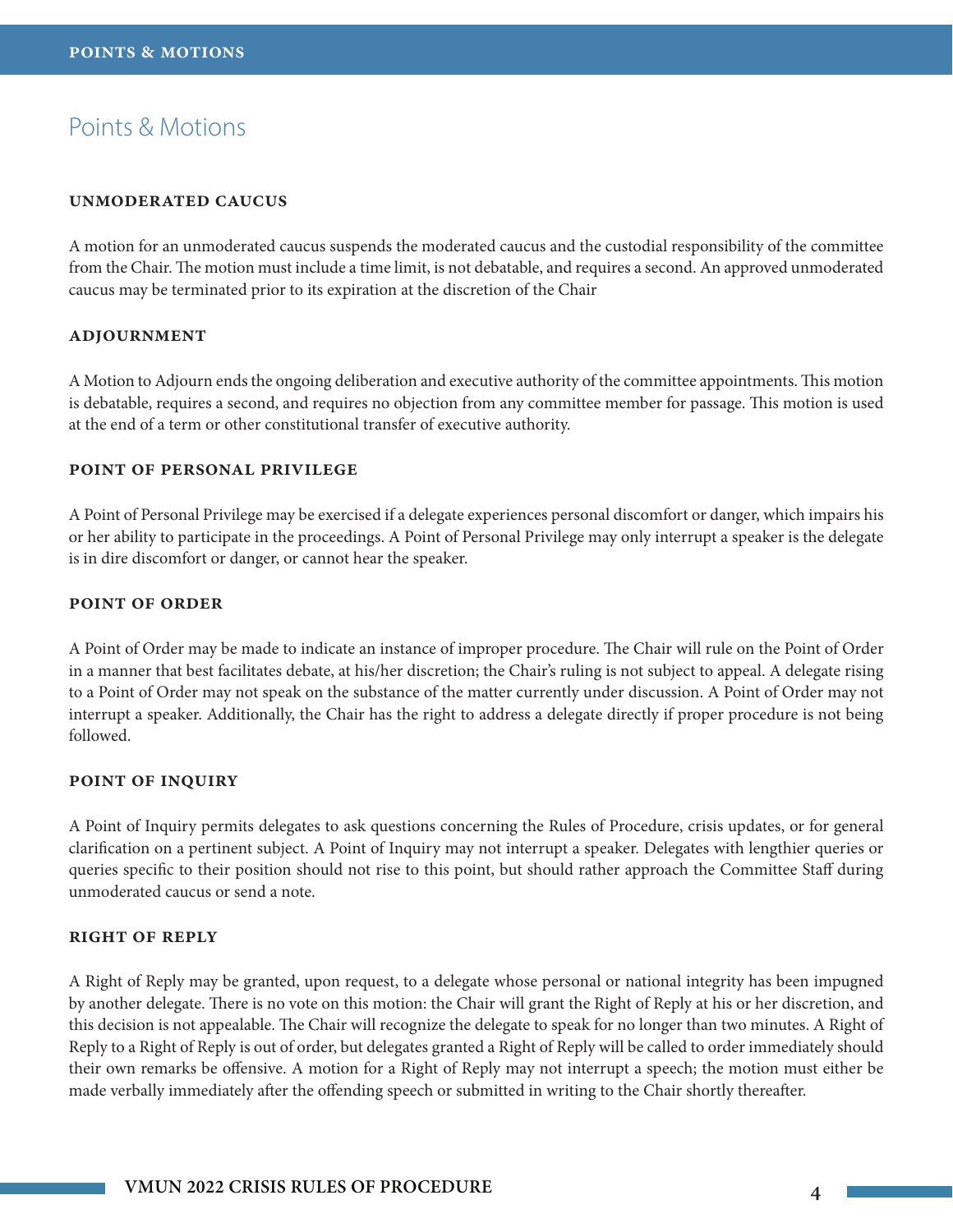# Points & Motions

### UNMODERATED CAUCUS

A motion for an unmoderated caucus suspends the moderated caucus and the custodial responsibility of the committee from the Chair. The motion must include a time limit, is not debatable, and requires a second. An approved unmoderated caucus may be terminated prior to its expiration at the discretion of the Chair

### ADJOURNMENT

A Motion to Adjourn ends the ongoing deliberation and executive authority of the committee appointments. This motion is debatable, requires a second, and requires no objection from any committee member for passage. This motion is used at the end of a term or other constitutional transfer of executive authority.

### POINT OF PERSONAL PRIVILEGE

A Point of Personal Privilege may be exercised if a delegate experiences personal discomfort or danger, which impairs his or her ability to participate in the proceedings. A Point of Personal Privilege may only interrupt a speaker is the delegate is in dire discomfort or danger, or cannot hear the speaker.

### POINT OF ORDER

A Point of Order may be made to indicate an instance of improper procedure. The Chair will rule on the Point of Order in a manner that best facilitates debate, at his/her discretion; the Chair's ruling is not subject to appeal. A delegate rising to a Point of Order may not speak on the substance of the matter currently under discussion. A Point of Order may not interrupt a speaker. Additionally, the Chair has the right to address a delegate directly if proper procedure is not being followed.

### POINT OF INQUIRY

A Point of Inquiry permits delegates to ask questions concerning the Rules of Procedure, crisis updates, or for general clarification on a pertinent subject. A Point of Inquiry may not interrupt a speaker. Delegates with lengthier queries or queries specific to their position should not rise to this point, but should rather approach the Committee Staff during unmoderated caucus or send a note.

### RIGHT OF REPLY

A Right of Reply may be granted, upon request, to a delegate whose personal or national integrity has been impugned by another delegate. There is no vote on this motion: the Chair will grant the Right of Reply at his or her discretion, and this decision is not appealable. The Chair will recognize the delegate to speak for no longer than two minutes. A Right of Reply to a Right of Reply is out of order, but delegates granted a Right of Reply will be called to order immediately should their own remarks be offensive. A motion for a Right of Reply may not interrupt a speech; the motion must either be made verbally immediately after the offending speech or submitted in writing to the Chair shortly thereafter.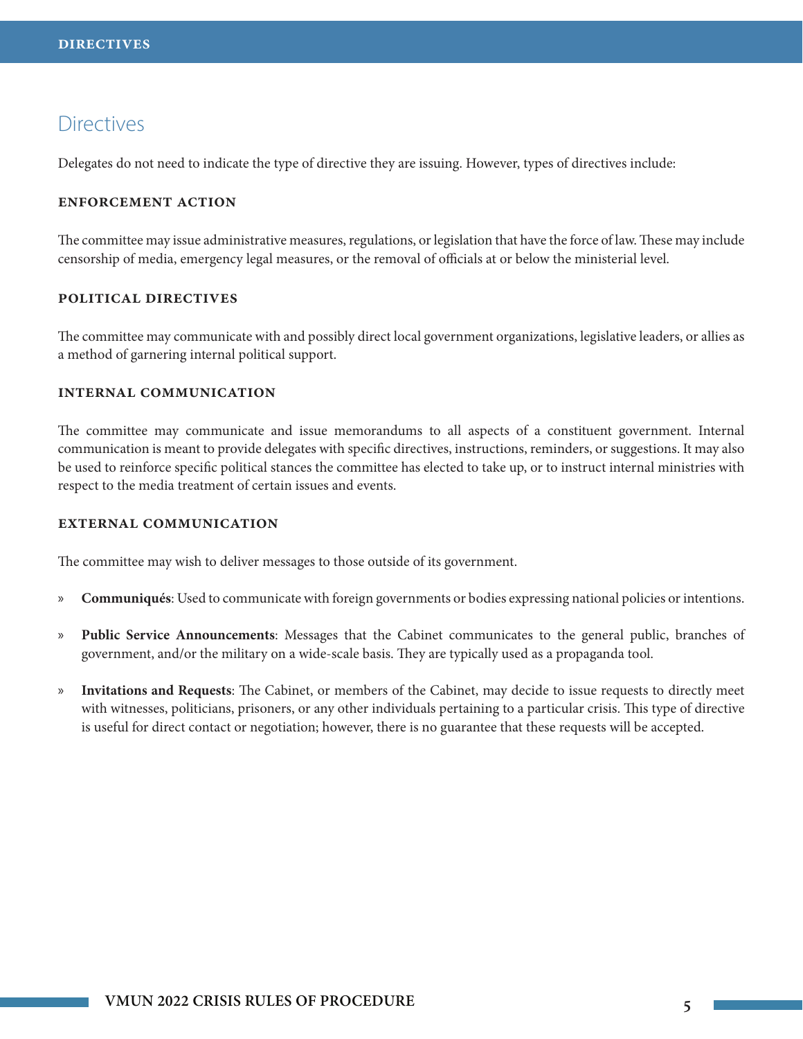# Directives

Delegates do not need to indicate the type of directive they are issuing. However, types of directives include:

### ENFORCEMENT ACTION

The committee may issue administrative measures, regulations, or legislation that have the force of law. These may include censorship of media, emergency legal measures, or the removal of officials at or below the ministerial level.

### POLITICAL DIRECTIVES

The committee may communicate with and possibly direct local government organizations, legislative leaders, or allies as a method of garnering internal political support.

### INTERNAL COMMUNICATION

The committee may communicate and issue memorandums to all aspects of a constituent government. Internal communication is meant to provide delegates with specific directives, instructions, reminders, or suggestions. It may also be used to reinforce specific political stances the committee has elected to take up, or to instruct internal ministries with respect to the media treatment of certain issues and events.

### EXTERNAL COMMUNICATION

The committee may wish to deliver messages to those outside of its government.

- **Communiqués**: Used to communicate with foreign governments or bodies expressing national policies or intentions.
- **Public Service Announcements**: Messages that the Cabinet communicates to the general public, branches of government, and/or the military on a wide-scale basis. They are typically used as a propaganda tool.
- **Invitations and Requests**: The Cabinet, or members of the Cabinet, may decide to issue requests to directly meet with witnesses, politicians, prisoners, or any other individuals pertaining to a particular crisis. This type of directive is useful for direct contact or negotiation; however, there is no guarantee that these requests will be accepted.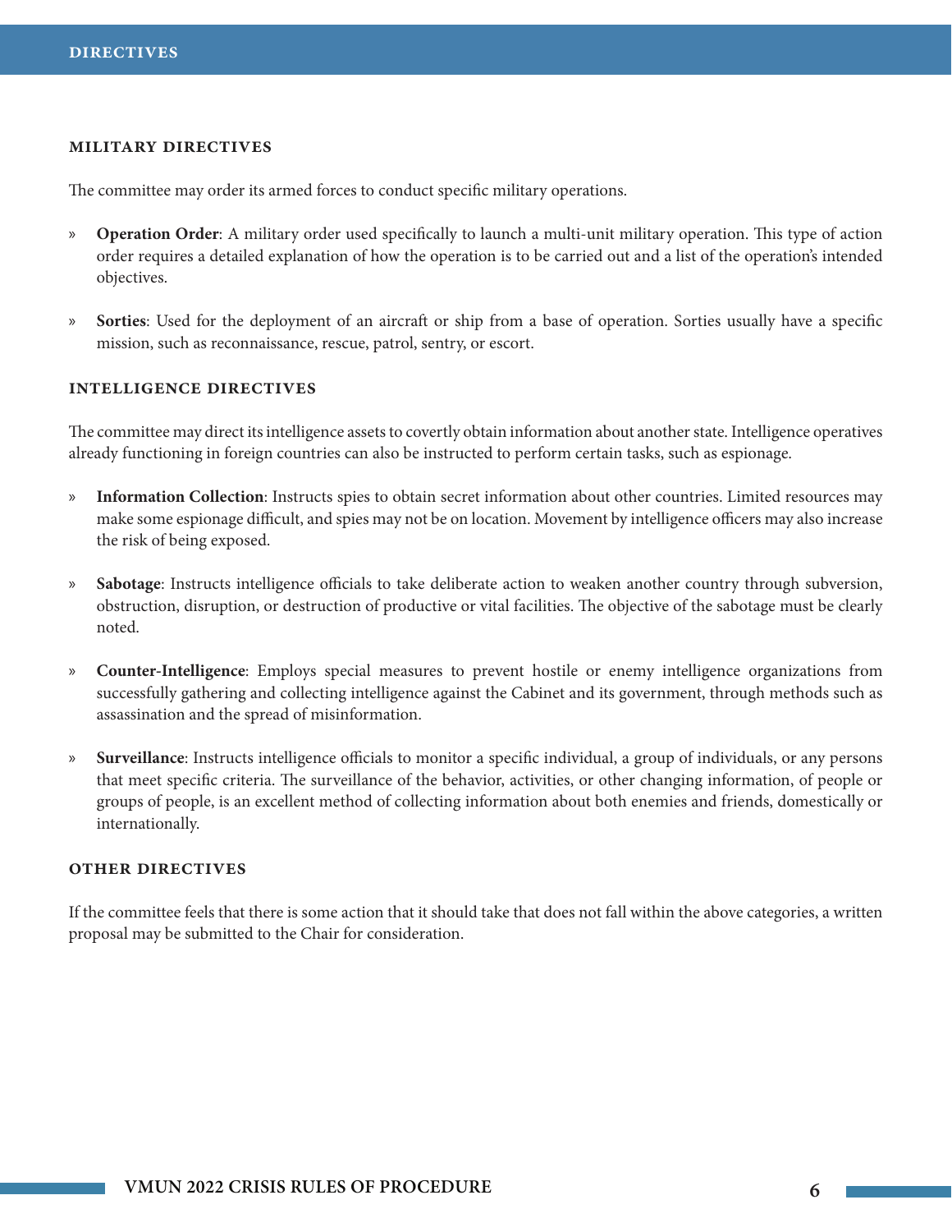## DIRECTIVES

### MILITARY DIRECTIVES

The committee may order its armed forces to conduct specific military operations.

- **Operation Order**: A military order used specifically to launch a multi-unit military operation. This type of action order requires a detailed explanation of how the operation is to be carried out and a list of the operation's intended objectives.

- **Sorties**: Used for the deployment of an aircraft or ship from a base of operation. Sorties usually have a specific mission, such as reconnaissance, rescue, patrol, sentry, or escort.

### INTELLIGENCE DIRECTIVES

The committee may direct its intelligence assets to covertly obtain information about another state. Intelligence operatives already functioning in foreign countries can also be instructed to perform certain tasks, such as espionage.

- **Information Collection**: Instructs spies to obtain secret information about other countries. Limited resources may make some espionage difficult, and spies may not be on location. Movement by intelligence officers may also increase the risk of being exposed.

- **Sabotage**: Instructs intelligence officials to take deliberate action to weaken another country through subversion, obstruction, disruption, or destruction of productive or vital facilities. The objective of the sabotage must be clearly noted.

- **Counter-Intelligence**: Employs special measures to prevent hostile or enemy intelligence organizations from successfully gathering and collecting intelligence against the Cabinet and its government, through methods such as assassination and the spread of misinformation.

- **Surveillance**: Instructs intelligence officials to monitor a specific individual, a group of individuals, or any persons that meet specific criteria. The surveillance of the behavior, activities, or other changing information, of people or groups of people, is an excellent method of collecting information about both enemies and friends, domestically or internationally.

### OTHER DIRECTIVES

If the committee feels that there is some action that it should take that does not fall within the above categories, a written proposal may be submitted to the Chair for consideration.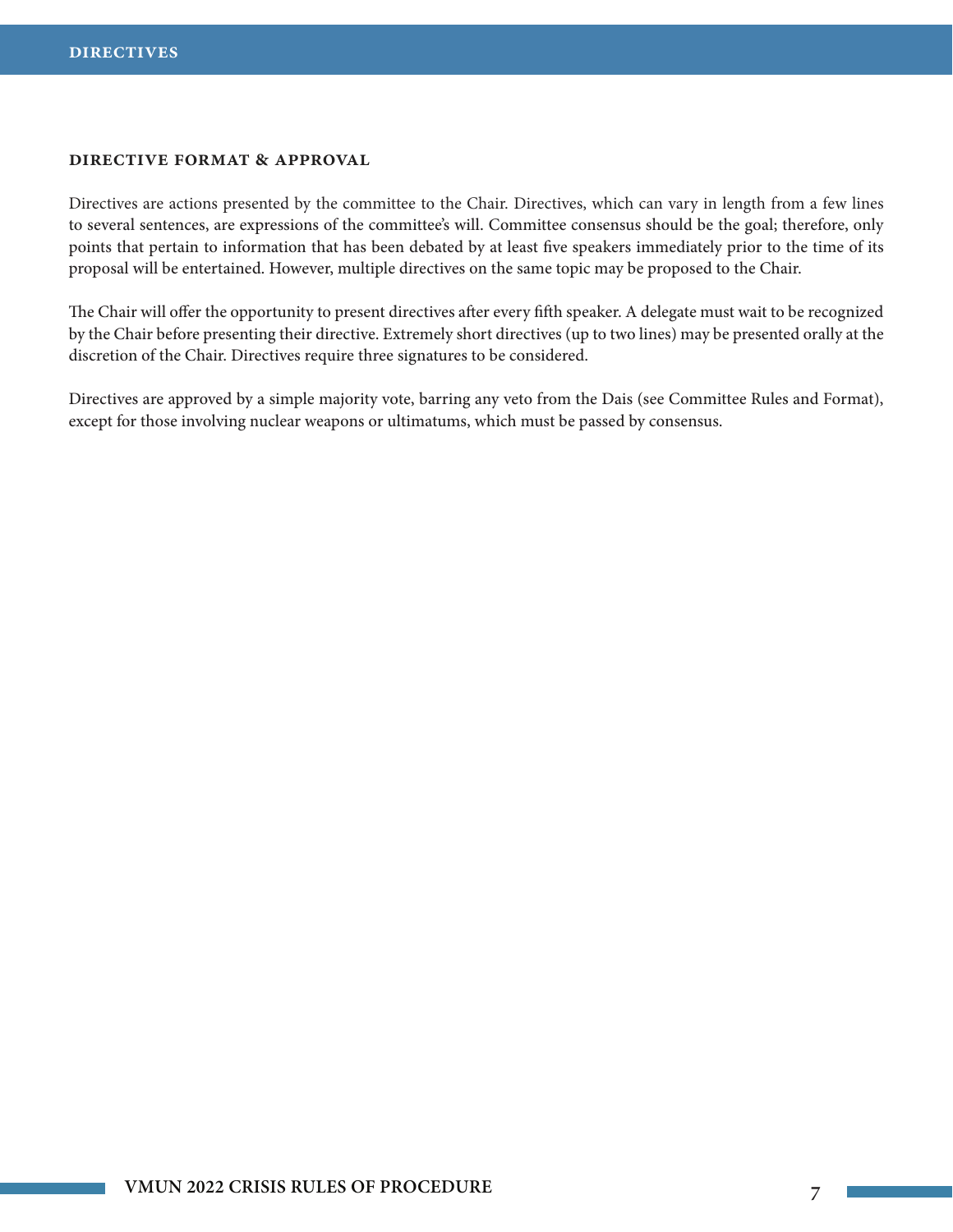## DIRECTIVE FORMAT & APPROVAL

Directives are actions presented by the committee to the Chair. Directives, which can vary in length from a few lines to several sentences, are expressions of the committee's will. Committee consensus should be the goal; therefore, only points that pertain to information that has been debated by at least five speakers immediately prior to the time of its proposal will be entertained. However, multiple directives on the same topic may be proposed to the Chair.

The Chair will offer the opportunity to present directives after every fifth speaker. A delegate must wait to be recognized by the Chair before presenting their directive. Extremely short directives (up to two lines) may be presented orally at the discretion of the Chair. Directives require three signatures to be considered.

Directives are approved by a simple majority vote, barring any veto from the Dais (see Committee Rules and Format), except for those involving nuclear weapons or ultimatums, which must be passed by consensus.